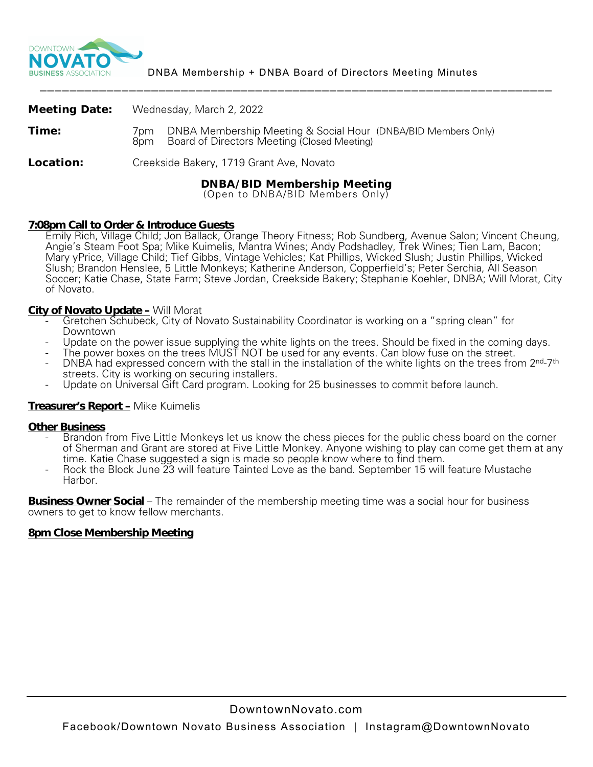DOWNTOWN NOVATO BUSINESS ASSOCIATION

DNBA Membership + DNBA Board of Directors Meeting Minutes

---

**Meeting Date:** Wednesday, March 2, 2022

**Time:** 7pm DNBA Membership Meeting & Social Hour (DNBA/BID Members Only)
8pm Board of Directors Meeting (Closed Meeting)

**Location:** Creekside Bakery, 1719 Grant Ave, Novato

## DNBA/BID Membership Meeting

(Open to DNBA/BID Members Only)

**7:08pm Call to Order & Introduce Guests**

Emily Rich, Village Child; Jon Ballack, Orange Theory Fitness; Rob Sundberg, Avenue Salon; Vincent Cheung, Angie's Steam Foot Spa; Mike Kuimelis, Mantra Wines; Andy Podshadley, Trek Wines; Tien Lam, Bacon; Mary yPrice, Village Child; Tief Gibbs, Vintage Vehicles; Kat Phillips, Wicked Slush; Justin Phillips, Wicked Slush; Brandon Henslee, 5 Little Monkeys; Katherine Anderson, Copperfield's; Peter Serchia, All Season Soccer; Katie Chase, State Farm; Steve Jordan, Creekside Bakery; Stephanie Koehler, DNBA; Will Morat, City of Novato.

**City of Novato Update –** Will Morat

- Gretchen Schubeck, City of Novato Sustainability Coordinator is working on a "spring clean" for Downtown
- Update on the power issue supplying the white lights on the trees. Should be fixed in the coming days.
- The power boxes on the trees MUST NOT be used for any events. Can blow fuse on the street.
- DNBA had expressed concern with the stall in the installation of the white lights on the trees from 2nd-7th streets. City is working on securing installers.
- Update on Universal Gift Card program. Looking for 25 businesses to commit before launch.

**Treasurer's Report –** Mike Kuimelis

**Other Business**

- Brandon from Five Little Monkeys let us know the chess pieces for the public chess board on the corner of Sherman and Grant are stored at Five Little Monkey. Anyone wishing to play can come get them at any time. Katie Chase suggested a sign is made so people know where to find them.
- Rock the Block June 23 will feature Tainted Love as the band. September 15 will feature Mustache Harbor.

**Business Owner Social** – The remainder of the membership meeting time was a social hour for business owners to get to know fellow merchants.

**8pm Close Membership Meeting**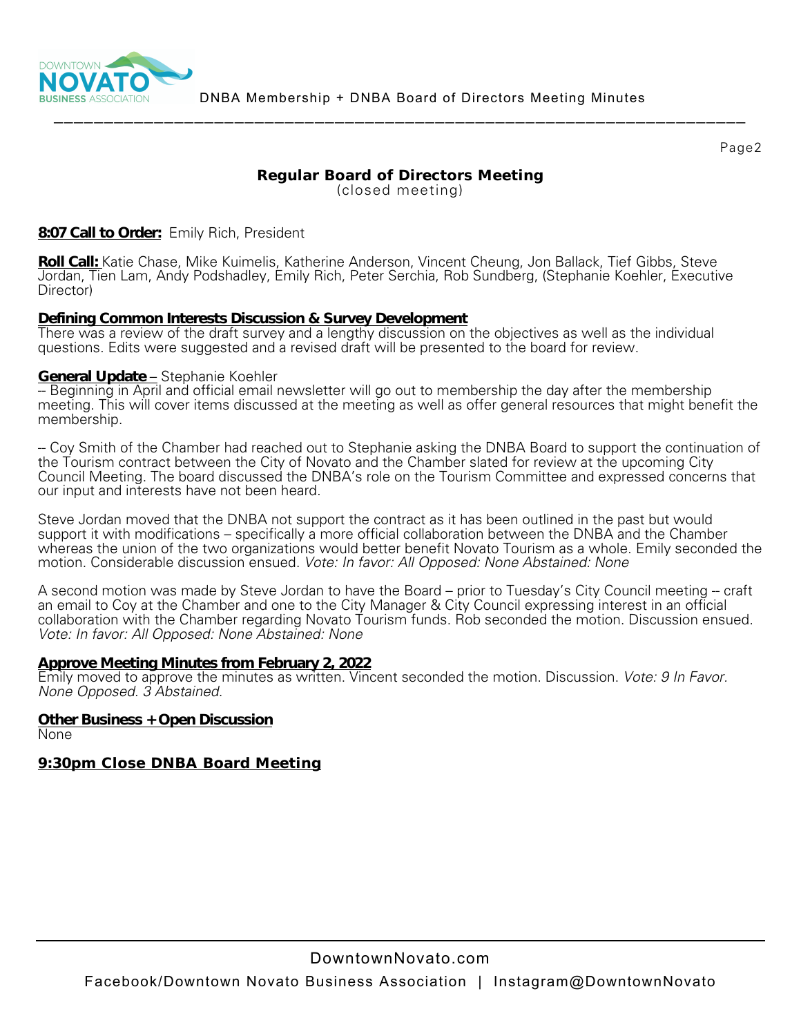## Regular Board of Directors Meeting

(closed meeting)

**8:07 Call to Order:** Emily Rich, President

**Roll Call:** Katie Chase, Mike Kuimelis, Katherine Anderson, Vincent Cheung, Jon Ballack, Tief Gibbs, Steve Jordan, Tien Lam, Andy Podshadley, Emily Rich, Peter Serchia, Rob Sundberg, (Stephanie Koehler, Executive Director)

**Defining Common Interests Discussion & Survey Development**

There was a review of the draft survey and a lengthy discussion on the objectives as well as the individual questions. Edits were suggested and a revised draft will be presented to the board for review.

**General Update** – Stephanie Koehler

-- Beginning in April and official email newsletter will go out to membership the day after the membership meeting. This will cover items discussed at the meeting as well as offer general resources that might benefit the membership.

-- Coy Smith of the Chamber had reached out to Stephanie asking the DNBA Board to support the continuation of the Tourism contract between the City of Novato and the Chamber slated for review at the upcoming City Council Meeting. The board discussed the DNBA's role on the Tourism Committee and expressed concerns that our input and interests have not been heard.

Steve Jordan moved that the DNBA not support the contract as it has been outlined in the past but would support it with modifications – specifically a more official collaboration between the DNBA and the Chamber whereas the union of the two organizations would better benefit Novato Tourism as a whole. Emily seconded the motion. Considerable discussion ensued. *Vote: In favor: All Opposed: None Abstained: None*

A second motion was made by Steve Jordan to have the Board – prior to Tuesday's City Council meeting -- craft an email to Coy at the Chamber and one to the City Manager & City Council expressing interest in an official collaboration with the Chamber regarding Novato Tourism funds. Rob seconded the motion. Discussion ensued. *Vote: In favor: All Opposed: None Abstained: None*

**Approve Meeting Minutes from February 2, 2022**

Emily moved to approve the minutes as written. Vincent seconded the motion. Discussion. *Vote: 9 In Favor. None Opposed. 3 Abstained.*

**Other Business + Open Discussion**

None

**9:30pm Close DNBA Board Meeting**